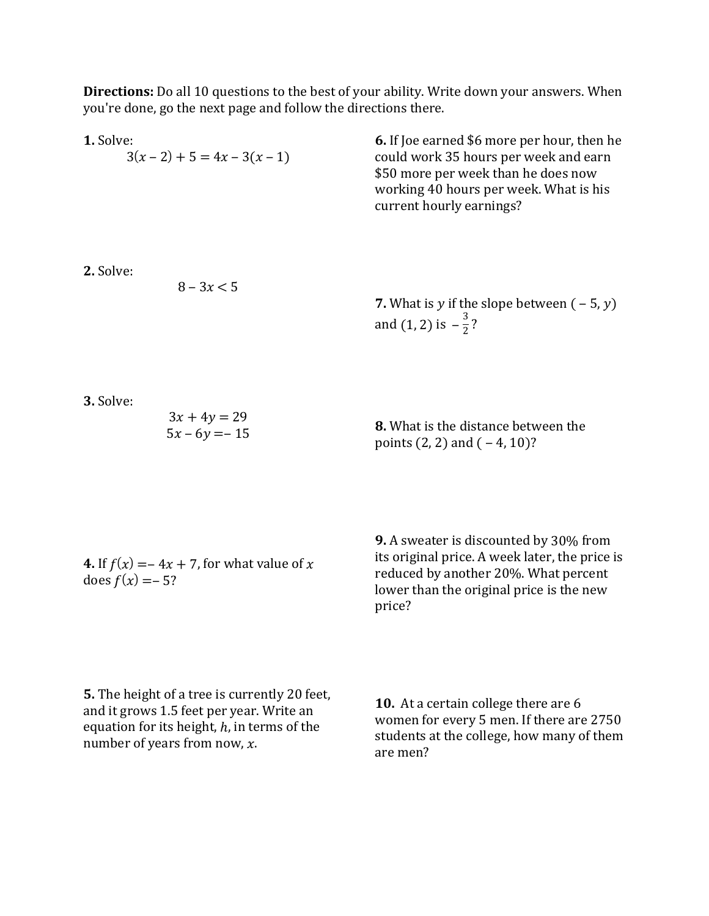**Directions:** Do all 10 questions to the best of your ability. Write down your answers. When you're done, go the next page and follow the directions there.

**1.** Solve:

$$3(x-2)+5=4x-3(x-1)$$

**2.** Solve:

$$8-3x<5$$

**3.** Solve:

$$3x+4y=29$$
$$5x-6y=-15$$

**4.** If $f(x)=-4x+7$, for what value of $x$ does $f(x)=-5$?

**5.** The height of a tree is currently 20 feet, and it grows 1.5 feet per year. Write an equation for its height, $h$, in terms of the number of years from now, $x$.

**6.** If Joe earned \$6 more per hour, then he could work 35 hours per week and earn \$50 more per week than he does now working 40 hours per week. What is his current hourly earnings?

**7.** What is $y$ if the slope between $(-5, y)$ and $(1, 2)$ is $-\frac{3}{2}$?

**8.** What is the distance between the points $(2, 2)$ and $(-4, 10)$?

**9.** A sweater is discounted by 30% from its original price. A week later, the price is reduced by another 20%. What percent lower than the original price is the new price?

**10.** At a certain college there are 6 women for every 5 men. If there are 2750 students at the college, how many of them are men?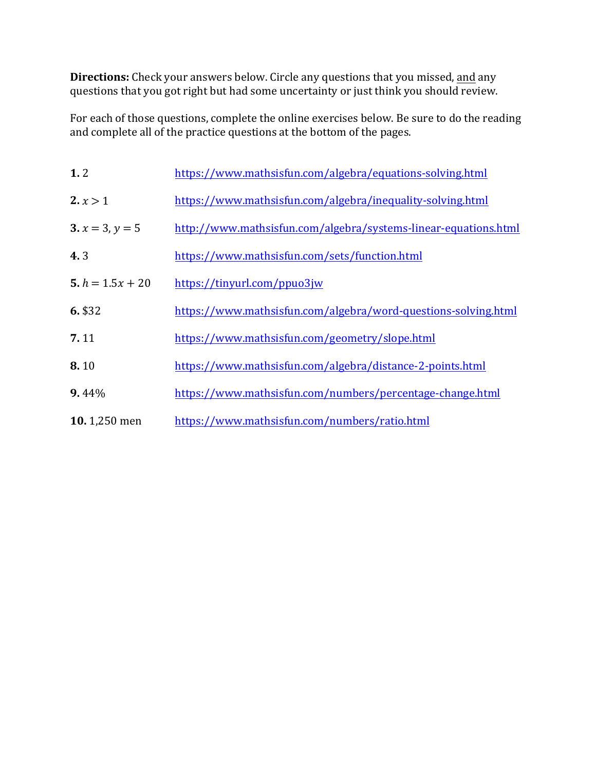**Directions:** Check your answers below. Circle any questions that you missed, and any questions that you got right but had some uncertainty or just think you should review.

For each of those questions, complete the online exercises below. Be sure to do the reading and complete all of the practice questions at the bottom of the pages.

| | |
|---|---|
| **1.** 2 | https://www.mathsisfun.com/algebra/equations-solving.html |
| **2.** $x > 1$ | https://www.mathsisfun.com/algebra/inequality-solving.html |
| **3.** $x = 3$, $y = 5$ | http://www.mathsisfun.com/algebra/systems-linear-equations.html |
| **4.** 3 | https://www.mathsisfun.com/sets/function.html |
| **5.** $h = 1.5x + 20$ | https://tinyurl.com/ppuo3jw |
| **6.** $32 | https://www.mathsisfun.com/algebra/word-questions-solving.html |
| **7.** 11 | https://www.mathsisfun.com/geometry/slope.html |
| **8.** 10 | https://www.mathsisfun.com/algebra/distance-2-points.html |
| **9.** 44% | https://www.mathsisfun.com/numbers/percentage-change.html |
| **10.** 1,250 men | https://www.mathsisfun.com/numbers/ratio.html |